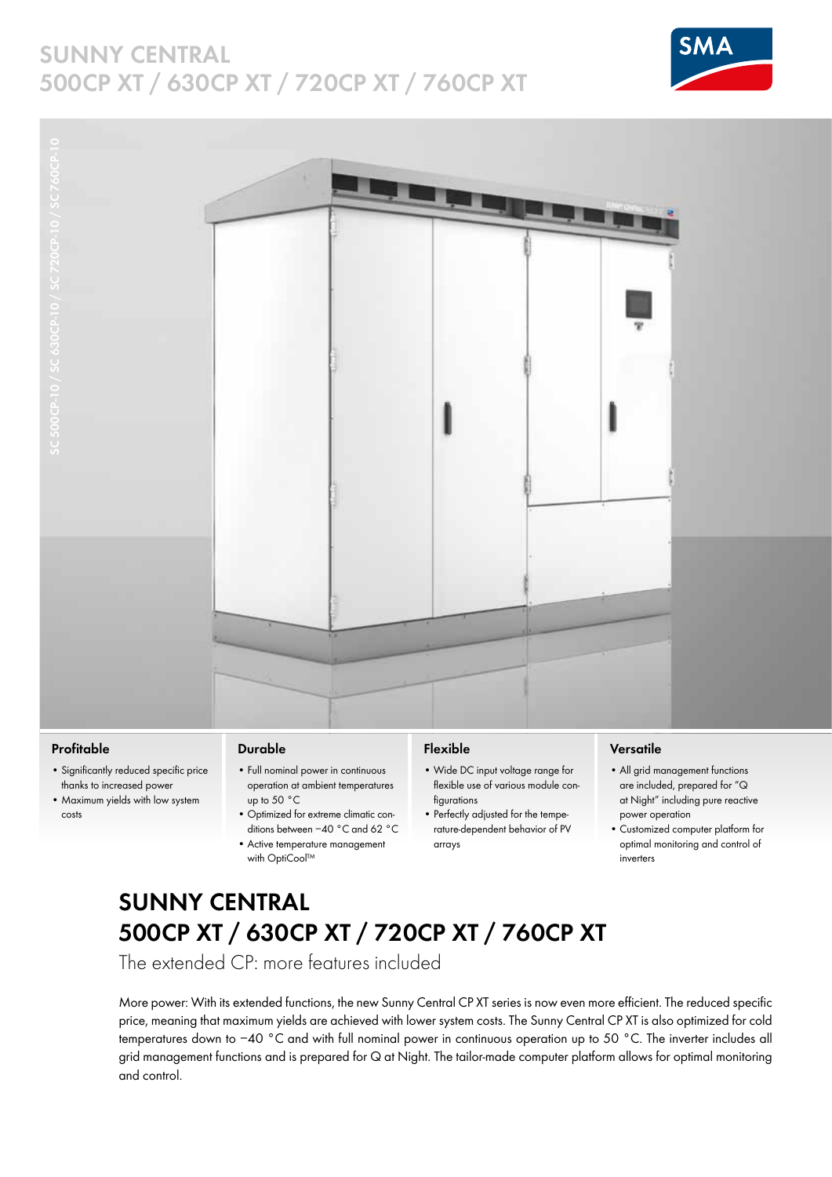# SUNNY CENTRAL
# 500CP XT / 630CP XT / 720CP XT / 760CP XT

SC 500CP-10 / SC 630CP-10 / SC 720CP-10 / SC 760CP-10

### Profitable

- Significantly reduced specific price thanks to increased power
- Maximum yields with low system costs

### Durable

- Full nominal power in continuous operation at ambient temperatures up to 50 °C
- Optimized for extreme climatic conditions between −40 °C and 62 °C
- Active temperature management with OptiCool™

### Flexible

- Wide DC input voltage range for flexible use of various module configurations
- Perfectly adjusted for the temperature-dependent behavior of PV arrays

### Versatile

- All grid management functions are included, prepared for "Q at Night" including pure reactive power operation
- Customized computer platform for optimal monitoring and control of inverters

## SUNNY CENTRAL 500CP XT / 630CP XT / 720CP XT / 760CP XT

The extended CP: more features included

More power: With its extended functions, the new Sunny Central CP XT series is now even more efficient. The reduced specific price, meaning that maximum yields are achieved with lower system costs. The Sunny Central CP XT is also optimized for cold temperatures down to −40 °C and with full nominal power in continuous operation up to 50 °C. The inverter includes all grid management functions and is prepared for Q at Night. The tailor-made computer platform allows for optimal monitoring and control.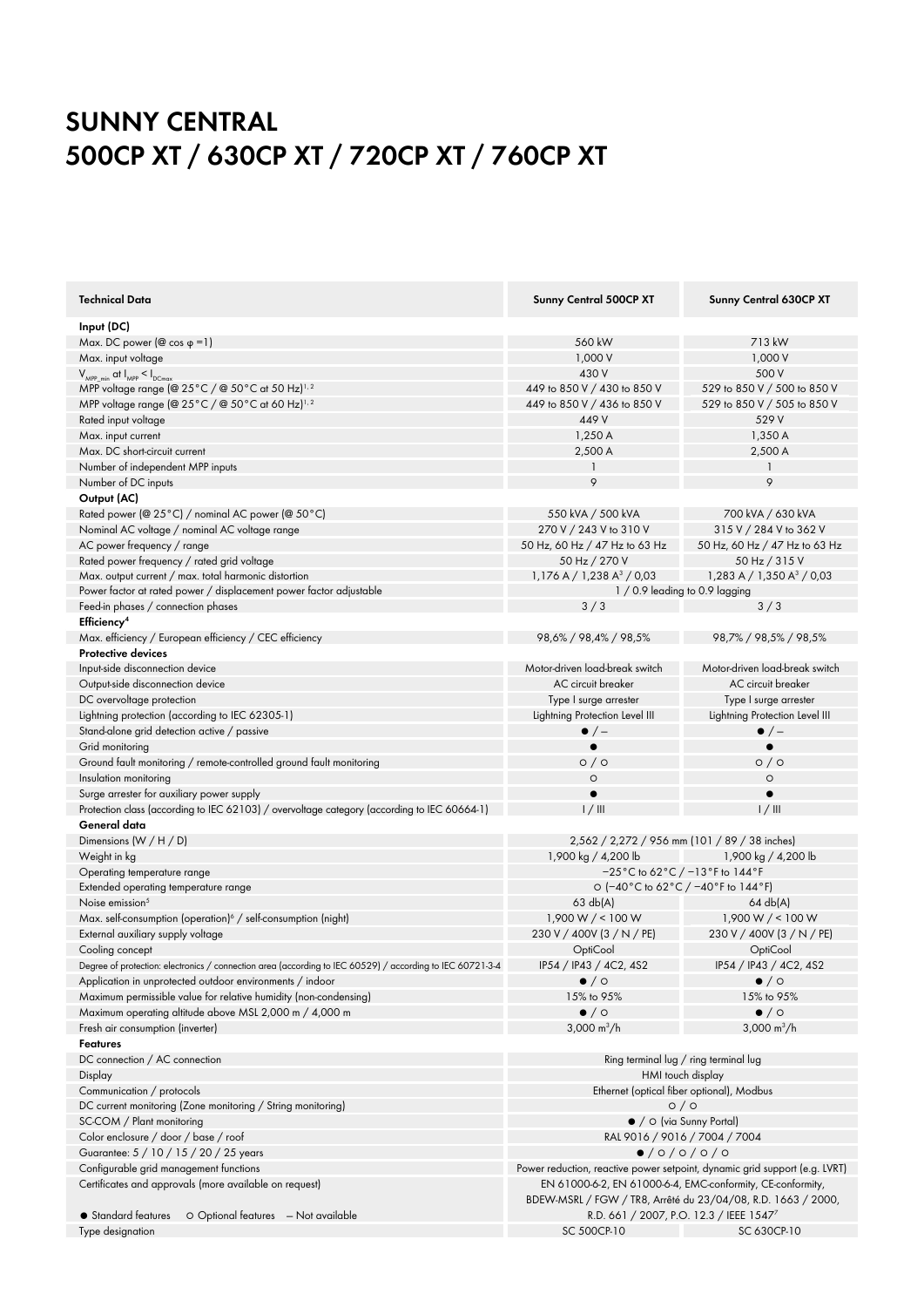# SUNNY CENTRAL
# 500CP XT / 630CP XT / 720CP XT / 760CP XT

| Technical Data | Sunny Central 500CP XT | Sunny Central 630CP XT |
|---|---|---|
| **Input (DC)** | | |
| Max. DC power (@ cos φ =1) | 560 kW | 713 kW |
| Max. input voltage | 1,000 V | 1,000 V |
| $V_{MPP\_min}$ at $I_{MPP} < I_{DCmax}$ | 430 V | 500 V |
| MPP voltage range (@ 25°C / @ 50°C at 50 Hz)[1, 2] | 449 to 850 V / 430 to 850 V | 529 to 850 V / 500 to 850 V |
| MPP voltage range (@ 25°C / @ 50°C at 60 Hz)[1, 2] | 449 to 850 V / 436 to 850 V | 529 to 850 V / 505 to 850 V |
| Rated input voltage | 449 V | 529 V |
| Max. input current | 1,250 A | 1,350 A |
| Max. DC short-circuit current | 2,500 A | 2,500 A |
| Number of independent MPP inputs | 1 | 1 |
| Number of DC inputs | 9 | 9 |
| **Output (AC)** | | |
| Rated power (@ 25°C) / nominal AC power (@ 50°C) | 550 kVA / 500 kVA | 700 kVA / 630 kVA |
| Nominal AC voltage / nominal AC voltage range | 270 V / 243 V to 310 V | 315 V / 284 V to 362 V |
| AC power frequency / range | 50 Hz, 60 Hz / 47 Hz to 63 Hz | 50 Hz, 60 Hz / 47 Hz to 63 Hz |
| Rated power frequency / rated grid voltage | 50 Hz / 270 V | 50 Hz / 315 V |
| Max. output current / max. total harmonic distortion | 1,176 A / 1,238 A[3] / 0,03 | 1,283 A / 1,350 A[3] / 0,03 |
| Power factor at rated power / displacement power factor adjustable | 1 / 0.9 leading to 0.9 lagging | |
| Feed-in phases / connection phases | 3 / 3 | 3 / 3 |
| **Efficiency**[4] | | |
| Max. efficiency / European efficiency / CEC efficiency | 98,6% / 98,4% / 98,5% | 98,7% / 98,5% / 98,5% |
| **Protective devices** | | |
| Input-side disconnection device | Motor-driven load-break switch | Motor-driven load-break switch |
| Output-side disconnection device | AC circuit breaker | AC circuit breaker |
| DC overvoltage protection | Type I surge arrester | Type I surge arrester |
| Lightning protection (according to IEC 62305-1) | Lightning Protection Level III | Lightning Protection Level III |
| Stand-alone grid detection active / passive | ● / – | ● / – |
| Grid monitoring | ● | ● |
| Ground fault monitoring / remote-controlled ground fault monitoring | ○ / ○ | ○ / ○ |
| Insulation monitoring | ○ | ○ |
| Surge arrester for auxiliary power supply | ● | ● |
| Protection class (according to IEC 62103) / overvoltage category (according to IEC 60664-1) | I / III | I / III |
| **General data** | | |
| Dimensions (W / H / D) | 2,562 / 2,272 / 956 mm (101 / 89 / 38 inches) | |
| Weight in kg | 1,900 kg / 4,200 lb | 1,900 kg / 4,200 lb |
| Operating temperature range | −25°C to 62°C / −13°F to 144°F | |
| Extended operating temperature range | ○ (−40°C to 62°C / −40°F to 144°F) | |
| Noise emission[5] | 63 db(A) | 64 db(A) |
| Max. self-consumption (operation)[6] / self-consumption (night) | 1,900 W / < 100 W | 1,900 W / < 100 W |
| External auxiliary supply voltage | 230 V / 400V (3 / N / PE) | 230 V / 400V (3 / N / PE) |
| Cooling concept | OptiCool | OptiCool |
| Degree of protection: electronics / connection area (according to IEC 60529) / according to IEC 60721-3-4 | IP54 / IP43 / 4C2, 4S2 | IP54 / IP43 / 4C2, 4S2 |
| Application in unprotected outdoor environments / indoor | ● / ○ | ● / ○ |
| Maximum permissible value for relative humidity (non-condensing) | 15% to 95% | 15% to 95% |
| Maximum operating altitude above MSL 2,000 m / 4,000 m | ● / ○ | ● / ○ |
| Fresh air consumption (inverter) | 3,000 m³/h | 3,000 m³/h |
| **Features** | | |
| DC connection / AC connection | Ring terminal lug / ring terminal lug | |
| Display | HMI touch display | |
| Communication / protocols | Ethernet (optical fiber optional), Modbus | |
| DC current monitoring (Zone monitoring / String monitoring) | ○ / ○ | |
| SC-COM / Plant monitoring | ● / ○ (via Sunny Portal) | |
| Color enclosure / door / base / roof | RAL 9016 / 9016 / 7004 / 7004 | |
| Guarantee: 5 / 10 / 15 / 20 / 25 years | ● / ○ / ○ / ○ / ○ | |
| Configurable grid management functions | Power reduction, reactive power setpoint, dynamic grid support (e.g. LVRT) | |
| Certificates and approvals (more available on request) | EN 61000-6-2, EN 61000-6-4, EMC-conformity, CE-conformity, BDEW-MSRL / FGW / TR8, Arrêté du 23/04/08, R.D. 1663 / 2000, R.D. 661 / 2007, P.O. 12.3 / IEEE 1547[7] | |
| Type designation | SC 500CP-10 | SC 630CP-10 |

● Standard features ○ Optional features – Not available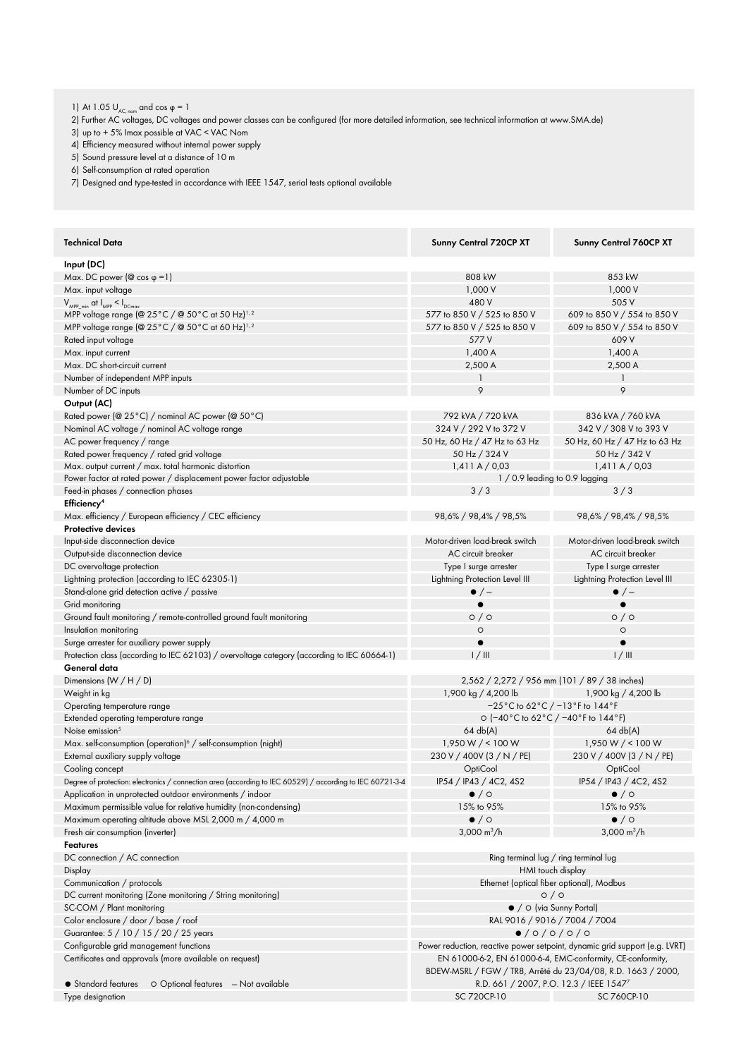1) At 1.05 $U_{AC, nom}$ and cos φ = 1
2) Further AC voltages, DC voltages and power classes can be configured (for more detailed information, see technical information at www.SMA.de)
3) up to + 5% Imax possible at VAC < VAC Nom
4) Efficiency measured without internal power supply
5) Sound pressure level at a distance of 10 m
6) Self-consumption at rated operation
7) Designed and type-tested in accordance with IEEE 1547, serial tests optional available

| Technical Data | Sunny Central 720CP XT | Sunny Central 760CP XT |
|---|---|---|
| **Input (DC)** | | |
| Max. DC power (@ cos φ =1) | 808 kW | 853 kW |
| Max. input voltage | 1,000 V | 1,000 V |
| $V_{MPP\_min}$ at $I_{MPP} < I_{DCmax}$ | 480 V | 505 V |
| MPP voltage range (@ 25°C / @ 50°C at 50 Hz)[1, 2] | 577 to 850 V / 525 to 850 V | 609 to 850 V / 554 to 850 V |
| MPP voltage range (@ 25°C / @ 50°C at 60 Hz)[1, 2] | 577 to 850 V / 525 to 850 V | 609 to 850 V / 554 to 850 V |
| Rated input voltage | 577 V | 609 V |
| Max. input current | 1,400 A | 1,400 A |
| Max. DC short-circuit current | 2,500 A | 2,500 A |
| Number of independent MPP inputs | 1 | 1 |
| Number of DC inputs | 9 | 9 |
| **Output (AC)** | | |
| Rated power (@ 25°C) / nominal AC power (@ 50°C) | 792 kVA / 720 kVA | 836 kVA / 760 kVA |
| Nominal AC voltage / nominal AC voltage range | 324 V / 292 V to 372 V | 342 V / 308 V to 393 V |
| AC power frequency / range | 50 Hz, 60 Hz / 47 Hz to 63 Hz | 50 Hz, 60 Hz / 47 Hz to 63 Hz |
| Rated power frequency / rated grid voltage | 50 Hz / 324 V | 50 Hz / 342 V |
| Max. output current / max. total harmonic distortion | 1,411 A / 0,03 | 1,411 A / 0,03 |
| Power factor at rated power / displacement power factor adjustable | 1 / 0.9 leading to 0.9 lagging | |
| Feed-in phases / connection phases | 3 / 3 | 3 / 3 |
| **Efficiency[4]** | | |
| Max. efficiency / European efficiency / CEC efficiency | 98,6% / 98,4% / 98,5% | 98,6% / 98,4% / 98,5% |
| **Protective devices** | | |
| Input-side disconnection device | Motor-driven load-break switch | Motor-driven load-break switch |
| Output-side disconnection device | AC circuit breaker | AC circuit breaker |
| DC overvoltage protection | Type I surge arrester | Type I surge arrester |
| Lightning protection (according to IEC 62305-1) | Lightning Protection Level III | Lightning Protection Level III |
| Stand-alone grid detection active / passive | ● / – | ● / – |
| Grid monitoring | ● | ● |
| Ground fault monitoring / remote-controlled ground fault monitoring | ○ / ○ | ○ / ○ |
| Insulation monitoring | ○ | ○ |
| Surge arrester for auxiliary power supply | ● | ● |
| Protection class (according to IEC 62103) / overvoltage category (according to IEC 60664-1) | I / III | I / III |
| **General data** | | |
| Dimensions (W / H / D) | 2,562 / 2,272 / 956 mm (101 / 89 / 38 inches) | |
| Weight in kg | 1,900 kg / 4,200 lb | 1,900 kg / 4,200 lb |
| Operating temperature range | −25°C to 62°C / −13°F to 144°F | |
| Extended operating temperature range | ○ (−40°C to 62°C / −40°F to 144°F) | |
| Noise emission[5] | 64 db(A) | 64 db(A) |
| Max. self-consumption (operation)[6] / self-consumption (night) | 1,950 W / < 100 W | 1,950 W / < 100 W |
| External auxiliary supply voltage | 230 V / 400V (3 / N / PE) | 230 V / 400V (3 / N / PE) |
| Cooling concept | OptiCool | OptiCool |
| Degree of protection: electronics / connection area (according to IEC 60529) / according to IEC 60721-3-4 | IP54 / IP43 / 4C2, 4S2 | IP54 / IP43 / 4C2, 4S2 |
| Application in unprotected outdoor environments / indoor | ● / ○ | ● / ○ |
| Maximum permissible value for relative humidity (non-condensing) | 15% to 95% | 15% to 95% |
| Maximum operating altitude above MSL 2,000 m / 4,000 m | ● / ○ | ● / ○ |
| Fresh air consumption (inverter) | 3,000 m³/h | 3,000 m³/h |
| **Features** | | |
| DC connection / AC connection | Ring terminal lug / ring terminal lug | |
| Display | HMI touch display | |
| Communication / protocols | Ethernet (optical fiber optional), Modbus | |
| DC current monitoring (Zone monitoring / String monitoring) | ○ / ○ | |
| SC-COM / Plant monitoring | ● / ○ (via Sunny Portal) | |
| Color enclosure / door / base / roof | RAL 9016 / 9016 / 7004 / 7004 | |
| Guarantee: 5 / 10 / 15 / 20 / 25 years | ● / ○ / ○ / ○ / ○ | |
| Configurable grid management functions | Power reduction, reactive power setpoint, dynamic grid support (e.g. LVRT) | |
| Certificates and approvals (more available on request) | EN 61000-6-2, EN 61000-6-4, EMC-conformity, CE-conformity, BDEW-MSRL / FGW / TR8, Arrêté du 23/04/08, R.D. 1663 / 2000, R.D. 661 / 2007, P.O. 12.3 / IEEE 1547[7] | |
| Type designation | SC 720CP-10 | SC 760CP-10 |

● Standard features ○ Optional features – Not available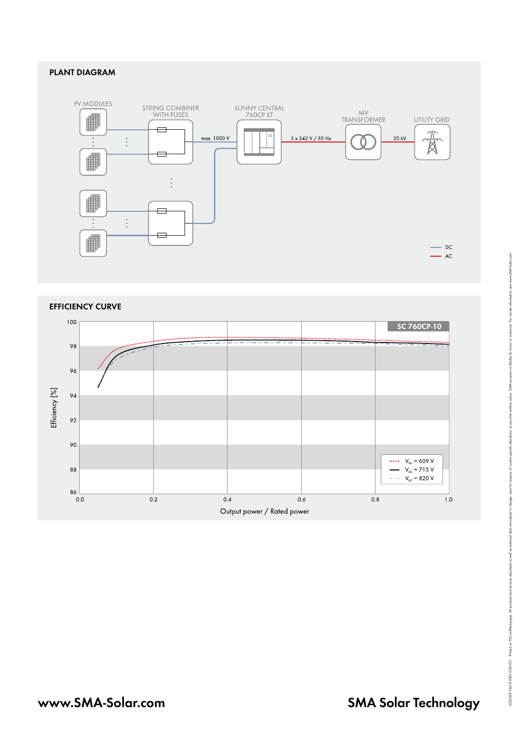## PLANT DIAGRAM

PV MODULES

STRING COMBINER WITH FUSES

SUNNY CENTRAL 760CP XT

MV TRANSFORMER

UTILITY GRID

max. 1000 V

3 x 342 V / 50 Hz

20 kV

DC

AC

## EFFICIENCY CURVE

SC 760CP-10

Efficiency [%]

100
98
96
94
92
90
88
86

0.0
0.2
0.4
0.6
0.8
1.0

Output power / Rated power

$V_{DC}$ = 609 V

$V_{DC}$ = 715 V

$V_{DC}$ = 820 V

**www.SMA-Solar.com**

**SMA Solar Technology**

SC500CP-760CP-DEN1530-V21 Printed on FSC-certified paper. All products and services described as well as technical data are subject to change, even for reasons of country-specific deviations, at any time without notice. SMA assumes no liability for errors or omissions. For current information, see www.SMA-Solar.com